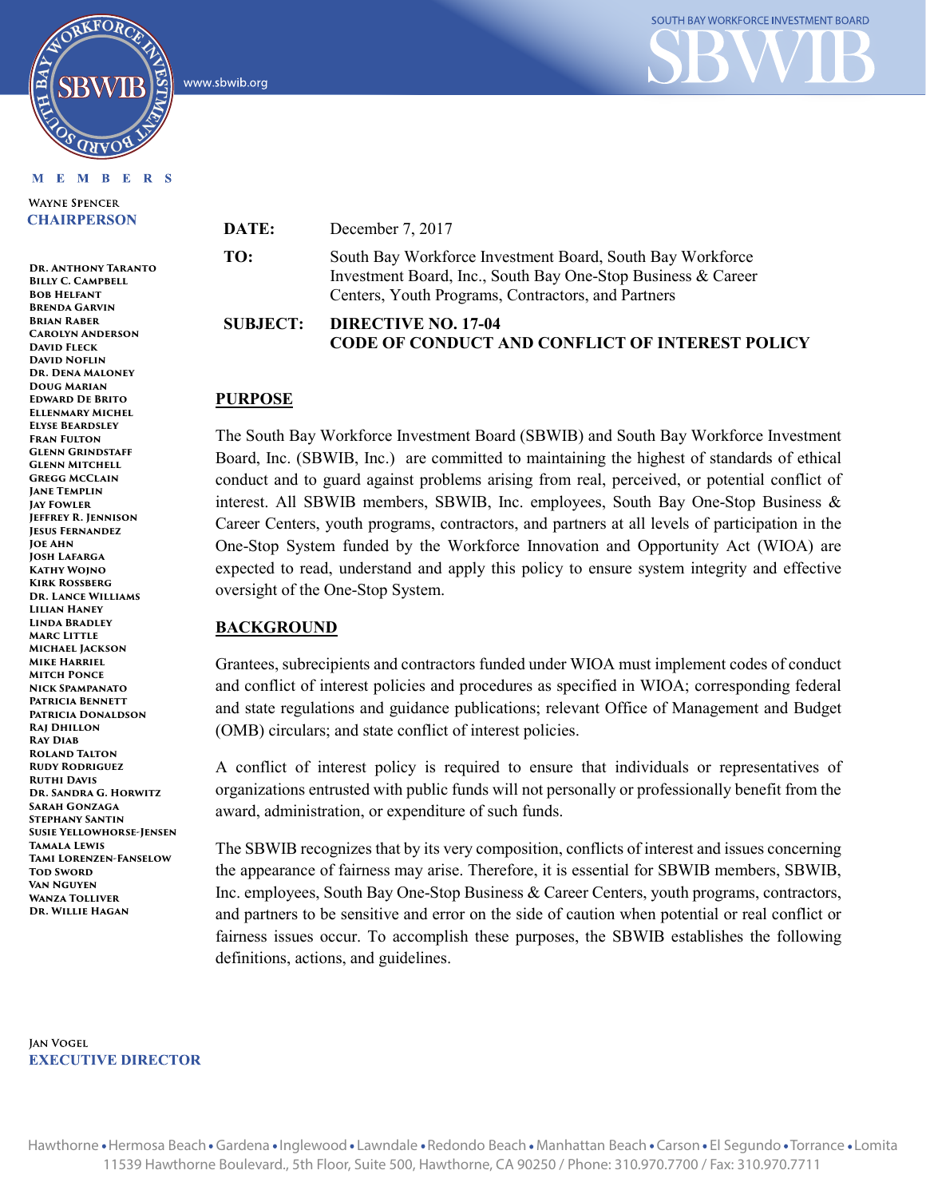SOUTH BAY WORKFORCE INVESTMENT BOARD

www.sbwib.org

MEMBERS

WAYNE SPENCER
CHAIRPERSON

DR. ANTHONY TARANTO
BILLY C. CAMPBELL
BOB HELFANT
BRENDA GARVIN
BRIAN RABER
CAROLYN ANDERSON
DAVID FLECK
DAVID NOFLIN
DR. DENA MALONEY
DOUG MARIAN
EDWARD DE BRITO
ELLENMARY MICHEL
ELYSE BEARDSLEY
FRAN FULTON
GLENN GRINDSTAFF
GLENN MITCHELL
GREGG MCCLAIN
JANE TEMPLIN
JAY FOWLER
JEFFREY R. JENNISON
JESUS FERNANDEZ
JOE AHN
JOSH LAFARGA
KATHY WOJNO
KIRK ROSSBERG
DR. LANCE WILLIAMS
LILIAN HANEY
LINDA BRADLEY
MARC LITTLE
MICHAEL JACKSON
MIKE HARRIEL
MITCH PONCE
NICK SPAMPANATO
PATRICIA BENNETT
PATRICIA DONALDSON
RAJ DHILLON
RAY DIAB
ROLAND TALTON
RUDY RODRIGUEZ
RUTHI DAVIS
DR. SANDRA G. HORWITZ
SARAH GONZAGA
STEPHANY SANTIN
SUSIE YELLOWHORSE-JENSEN
TAMALA LEWIS
TAMI LORENZEN-FANSELOW
TOD SWORD
VAN NGUYEN
WANZA TOLLIVER
DR. WILLIE HAGAN

JAN VOGEL
EXECUTIVE DIRECTOR

**DATE:** December 7, 2017

**TO:** South Bay Workforce Investment Board, South Bay Workforce Investment Board, Inc., South Bay One-Stop Business & Career Centers, Youth Programs, Contractors, and Partners

**SUBJECT:** **DIRECTIVE NO. 17-04**
**CODE OF CONDUCT AND CONFLICT OF INTEREST POLICY**

## PURPOSE

The South Bay Workforce Investment Board (SBWIB) and South Bay Workforce Investment Board, Inc. (SBWIB, Inc.) are committed to maintaining the highest of standards of ethical conduct and to guard against problems arising from real, perceived, or potential conflict of interest. All SBWIB members, SBWIB, Inc. employees, South Bay One-Stop Business & Career Centers, youth programs, contractors, and partners at all levels of participation in the One-Stop System funded by the Workforce Innovation and Opportunity Act (WIOA) are expected to read, understand and apply this policy to ensure system integrity and effective oversight of the One-Stop System.

## BACKGROUND

Grantees, subrecipients and contractors funded under WIOA must implement codes of conduct and conflict of interest policies and procedures as specified in WIOA; corresponding federal and state regulations and guidance publications; relevant Office of Management and Budget (OMB) circulars; and state conflict of interest policies.

A conflict of interest policy is required to ensure that individuals or representatives of organizations entrusted with public funds will not personally or professionally benefit from the award, administration, or expenditure of such funds.

The SBWIB recognizes that by its very composition, conflicts of interest and issues concerning the appearance of fairness may arise. Therefore, it is essential for SBWIB members, SBWIB, Inc. employees, South Bay One-Stop Business & Career Centers, youth programs, contractors, and partners to be sensitive and error on the side of caution when potential or real conflict or fairness issues occur. To accomplish these purposes, the SBWIB establishes the following definitions, actions, and guidelines.

Hawthorne • Hermosa Beach • Gardena • Inglewood • Lawndale • Redondo Beach • Manhattan Beach • Carson • El Segundo • Torrance • Lomita
11539 Hawthorne Boulevard., 5th Floor, Suite 500, Hawthorne, CA 90250 / Phone: 310.970.7700 / Fax: 310.970.7711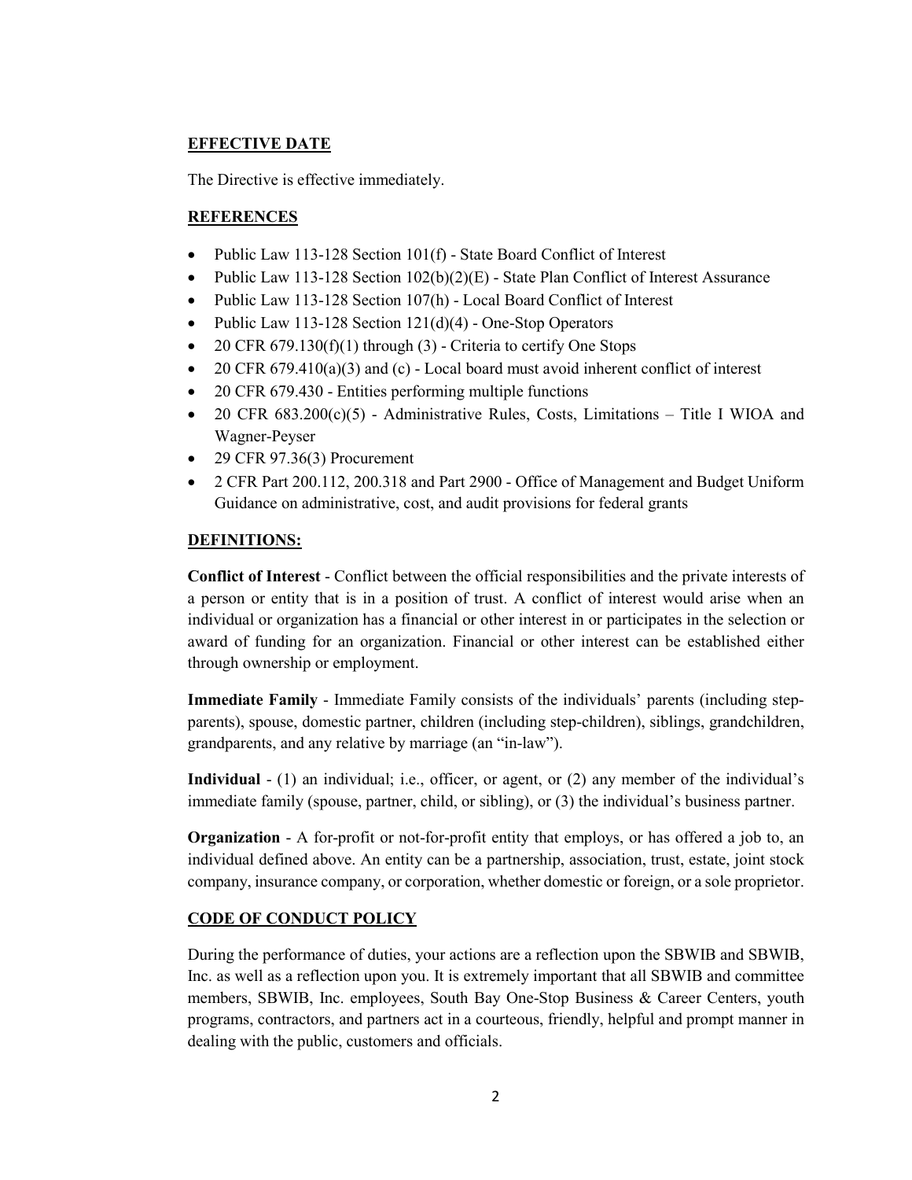## EFFECTIVE DATE

The Directive is effective immediately.

## REFERENCES

- Public Law 113-128 Section 101(f) - State Board Conflict of Interest
- Public Law 113-128 Section 102(b)(2)(E) - State Plan Conflict of Interest Assurance
- Public Law 113-128 Section 107(h) - Local Board Conflict of Interest
- Public Law 113-128 Section 121(d)(4) - One-Stop Operators
- 20 CFR 679.130(f)(1) through (3) - Criteria to certify One Stops
- 20 CFR 679.410(a)(3) and (c) - Local board must avoid inherent conflict of interest
- 20 CFR 679.430 - Entities performing multiple functions
- 20 CFR 683.200(c)(5) - Administrative Rules, Costs, Limitations – Title I WIOA and Wagner-Peyser
- 29 CFR 97.36(3) Procurement
- 2 CFR Part 200.112, 200.318 and Part 2900 - Office of Management and Budget Uniform Guidance on administrative, cost, and audit provisions for federal grants

## DEFINITIONS:

**Conflict of Interest** - Conflict between the official responsibilities and the private interests of a person or entity that is in a position of trust. A conflict of interest would arise when an individual or organization has a financial or other interest in or participates in the selection or award of funding for an organization. Financial or other interest can be established either through ownership or employment.

**Immediate Family** - Immediate Family consists of the individuals' parents (including step-parents), spouse, domestic partner, children (including step-children), siblings, grandchildren, grandparents, and any relative by marriage (an "in-law").

**Individual** - (1) an individual; i.e., officer, or agent, or (2) any member of the individual's immediate family (spouse, partner, child, or sibling), or (3) the individual's business partner.

**Organization** - A for-profit or not-for-profit entity that employs, or has offered a job to, an individual defined above. An entity can be a partnership, association, trust, estate, joint stock company, insurance company, or corporation, whether domestic or foreign, or a sole proprietor.

## CODE OF CONDUCT POLICY

During the performance of duties, your actions are a reflection upon the SBWIB and SBWIB, Inc. as well as a reflection upon you. It is extremely important that all SBWIB and committee members, SBWIB, Inc. employees, South Bay One-Stop Business & Career Centers, youth programs, contractors, and partners act in a courteous, friendly, helpful and prompt manner in dealing with the public, customers and officials.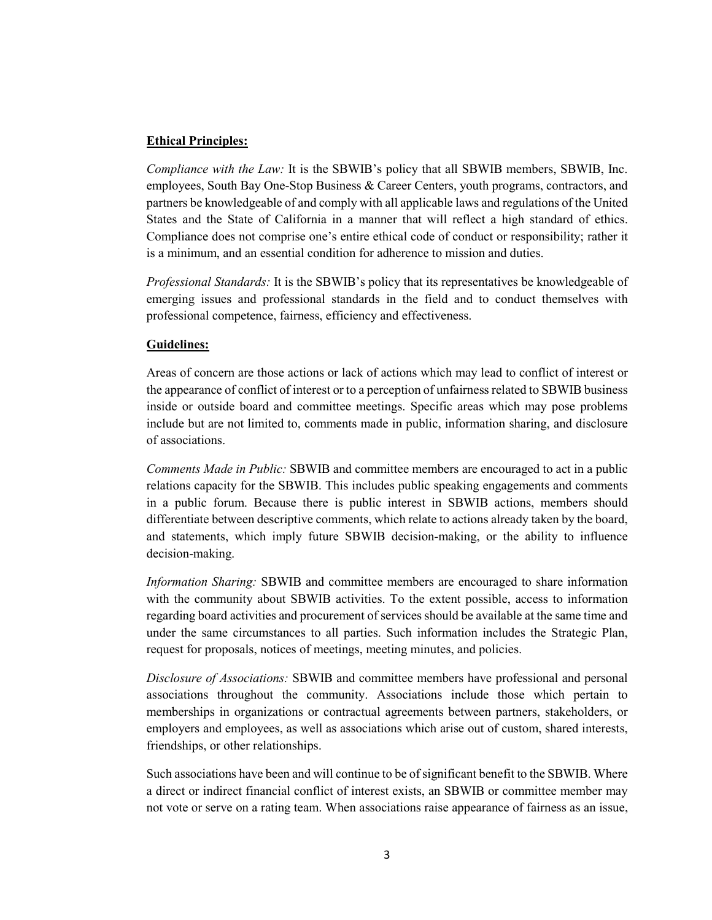**Ethical Principles:**

*Compliance with the Law:* It is the SBWIB's policy that all SBWIB members, SBWIB, Inc. employees, South Bay One-Stop Business & Career Centers, youth programs, contractors, and partners be knowledgeable of and comply with all applicable laws and regulations of the United States and the State of California in a manner that will reflect a high standard of ethics. Compliance does not comprise one's entire ethical code of conduct or responsibility; rather it is a minimum, and an essential condition for adherence to mission and duties.

*Professional Standards:* It is the SBWIB's policy that its representatives be knowledgeable of emerging issues and professional standards in the field and to conduct themselves with professional competence, fairness, efficiency and effectiveness.

**Guidelines:**

Areas of concern are those actions or lack of actions which may lead to conflict of interest or the appearance of conflict of interest or to a perception of unfairness related to SBWIB business inside or outside board and committee meetings. Specific areas which may pose problems include but are not limited to, comments made in public, information sharing, and disclosure of associations.

*Comments Made in Public:* SBWIB and committee members are encouraged to act in a public relations capacity for the SBWIB. This includes public speaking engagements and comments in a public forum. Because there is public interest in SBWIB actions, members should differentiate between descriptive comments, which relate to actions already taken by the board, and statements, which imply future SBWIB decision-making, or the ability to influence decision-making.

*Information Sharing:* SBWIB and committee members are encouraged to share information with the community about SBWIB activities. To the extent possible, access to information regarding board activities and procurement of services should be available at the same time and under the same circumstances to all parties. Such information includes the Strategic Plan, request for proposals, notices of meetings, meeting minutes, and policies.

*Disclosure of Associations:* SBWIB and committee members have professional and personal associations throughout the community. Associations include those which pertain to memberships in organizations or contractual agreements between partners, stakeholders, or employers and employees, as well as associations which arise out of custom, shared interests, friendships, or other relationships.

Such associations have been and will continue to be of significant benefit to the SBWIB. Where a direct or indirect financial conflict of interest exists, an SBWIB or committee member may not vote or serve on a rating team. When associations raise appearance of fairness as an issue,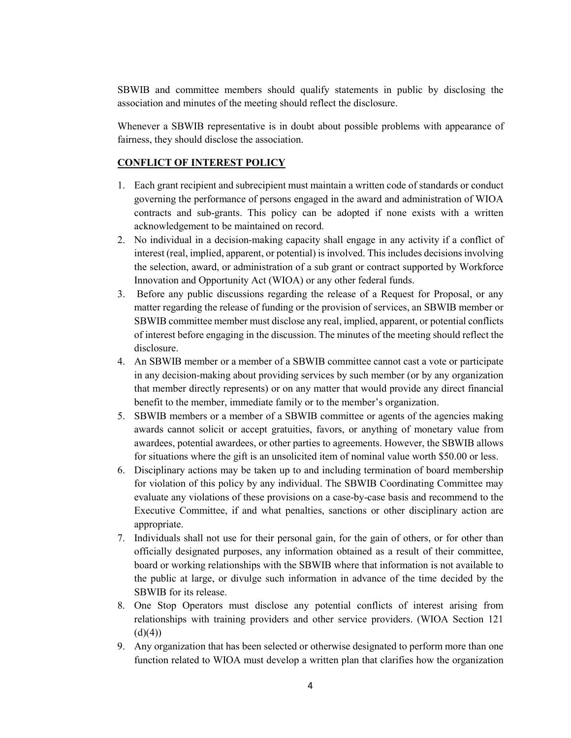SBWIB and committee members should qualify statements in public by disclosing the association and minutes of the meeting should reflect the disclosure.

Whenever a SBWIB representative is in doubt about possible problems with appearance of fairness, they should disclose the association.

## CONFLICT OF INTEREST POLICY

1. Each grant recipient and subrecipient must maintain a written code of standards or conduct governing the performance of persons engaged in the award and administration of WIOA contracts and sub-grants. This policy can be adopted if none exists with a written acknowledgement to be maintained on record.
2. No individual in a decision-making capacity shall engage in any activity if a conflict of interest (real, implied, apparent, or potential) is involved. This includes decisions involving the selection, award, or administration of a sub grant or contract supported by Workforce Innovation and Opportunity Act (WIOA) or any other federal funds.
3. Before any public discussions regarding the release of a Request for Proposal, or any matter regarding the release of funding or the provision of services, an SBWIB member or SBWIB committee member must disclose any real, implied, apparent, or potential conflicts of interest before engaging in the discussion. The minutes of the meeting should reflect the disclosure.
4. An SBWIB member or a member of a SBWIB committee cannot cast a vote or participate in any decision-making about providing services by such member (or by any organization that member directly represents) or on any matter that would provide any direct financial benefit to the member, immediate family or to the member's organization.
5. SBWIB members or a member of a SBWIB committee or agents of the agencies making awards cannot solicit or accept gratuities, favors, or anything of monetary value from awardees, potential awardees, or other parties to agreements. However, the SBWIB allows for situations where the gift is an unsolicited item of nominal value worth $50.00 or less.
6. Disciplinary actions may be taken up to and including termination of board membership for violation of this policy by any individual. The SBWIB Coordinating Committee may evaluate any violations of these provisions on a case-by-case basis and recommend to the Executive Committee, if and what penalties, sanctions or other disciplinary action are appropriate.
7. Individuals shall not use for their personal gain, for the gain of others, or for other than officially designated purposes, any information obtained as a result of their committee, board or working relationships with the SBWIB where that information is not available to the public at large, or divulge such information in advance of the time decided by the SBWIB for its release.
8. One Stop Operators must disclose any potential conflicts of interest arising from relationships with training providers and other service providers. (WIOA Section 121 (d)(4))
9. Any organization that has been selected or otherwise designated to perform more than one function related to WIOA must develop a written plan that clarifies how the organization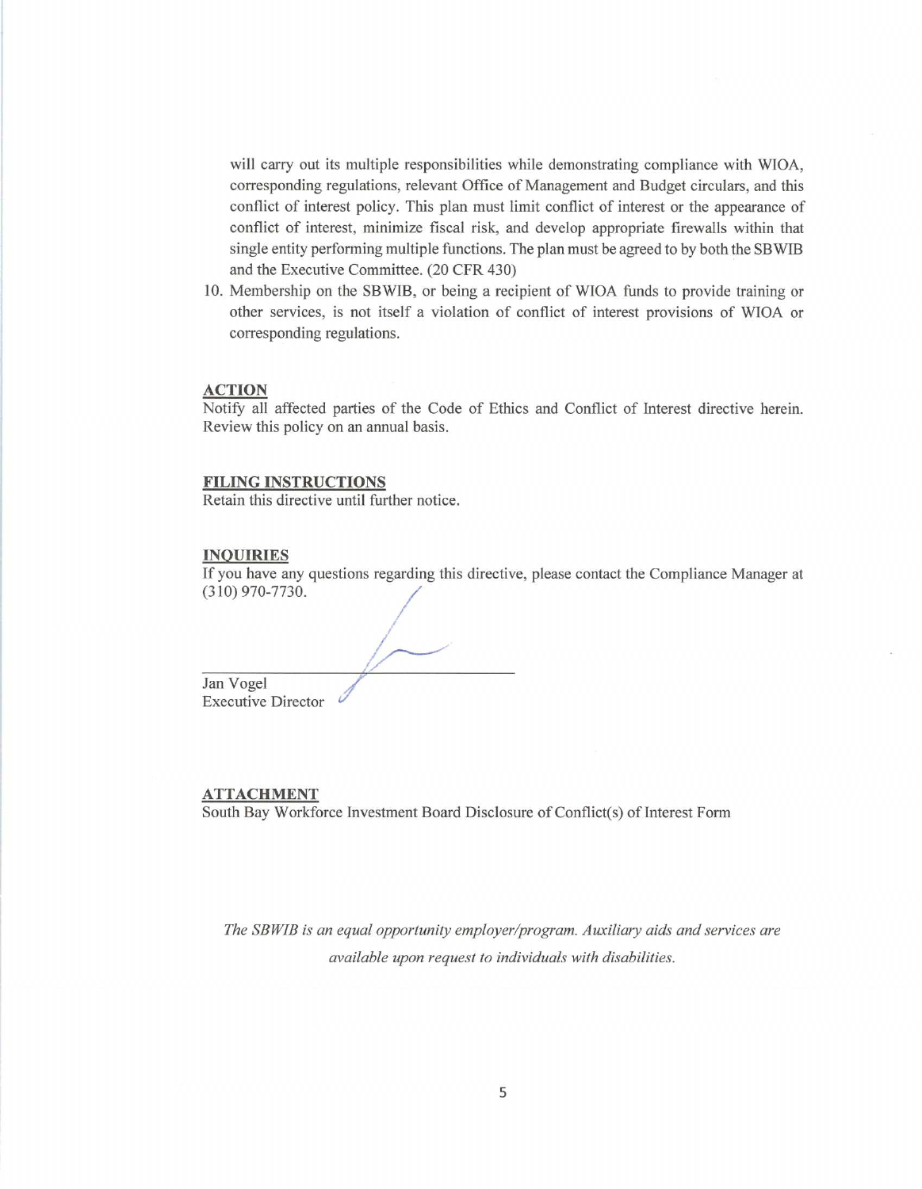will carry out its multiple responsibilities while demonstrating compliance with WIOA, corresponding regulations, relevant Office of Management and Budget circulars, and this conflict of interest policy. This plan must limit conflict of interest or the appearance of conflict of interest, minimize fiscal risk, and develop appropriate firewalls within that single entity performing multiple functions. The plan must be agreed to by both the SBWIB and the Executive Committee. (20 CFR 430)

10. Membership on the SBWIB, or being a recipient of WIOA funds to provide training or other services, is not itself a violation of conflict of interest provisions of WIOA or corresponding regulations.

## ACTION

Notify all affected parties of the Code of Ethics and Conflict of Interest directive herein. Review this policy on an annual basis.

## FILING INSTRUCTIONS

Retain this directive until further notice.

## INQUIRIES

If you have any questions regarding this directive, please contact the Compliance Manager at (310) 970-7730.

Jan Vogel
Executive Director

## ATTACHMENT

South Bay Workforce Investment Board Disclosure of Conflict(s) of Interest Form

*The SBWIB is an equal opportunity employer/program. Auxiliary aids and services are available upon request to individuals with disabilities.*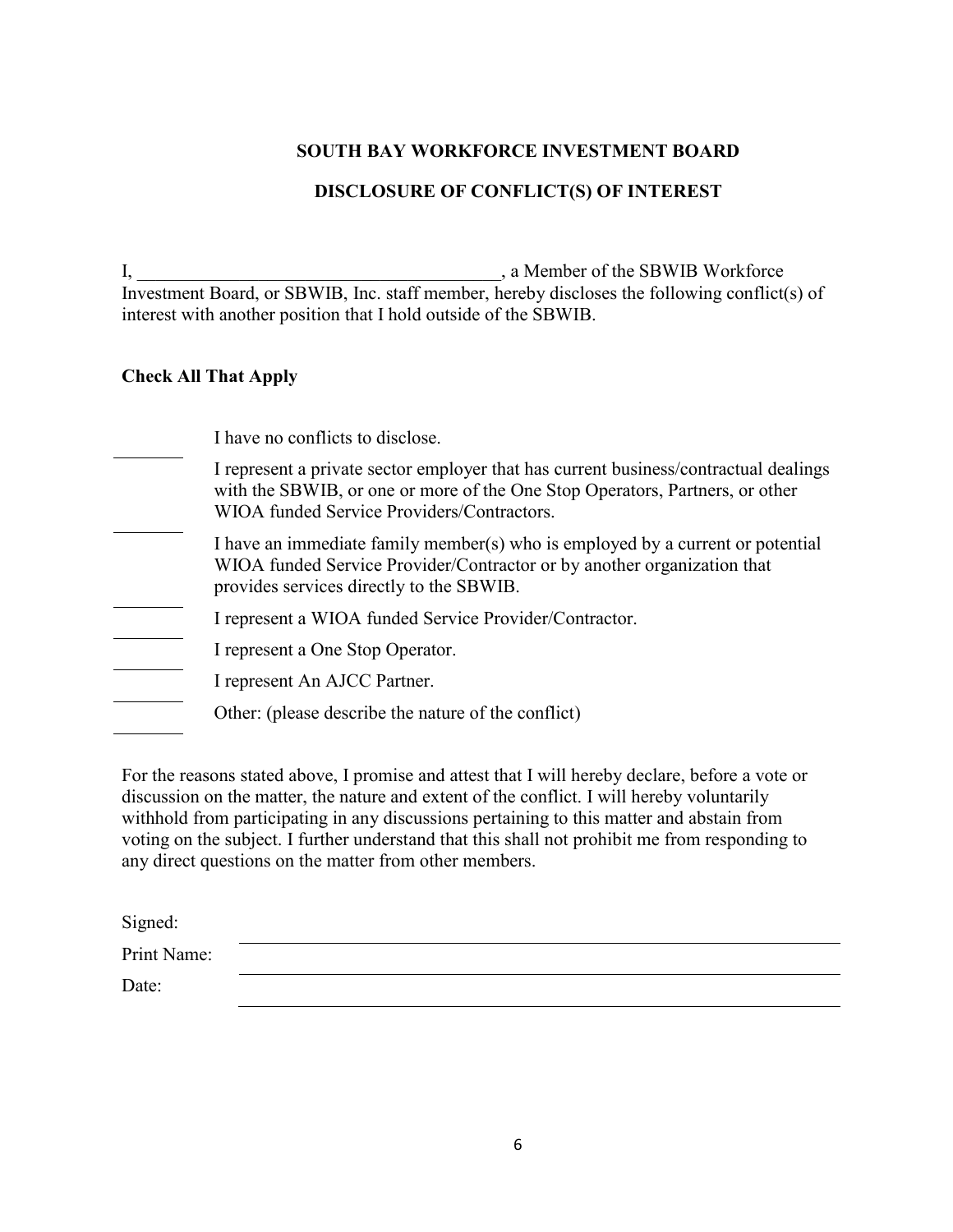**SOUTH BAY WORKFORCE INVESTMENT BOARD**

**DISCLOSURE OF CONFLICT(S) OF INTEREST**

I, ________________________________________, a Member of the SBWIB Workforce Investment Board, or SBWIB, Inc. staff member, hereby discloses the following conflict(s) of interest with another position that I hold outside of the SBWIB.

**Check All That Apply**

________ I have no conflicts to disclose.

________ I represent a private sector employer that has current business/contractual dealings with the SBWIB, or one or more of the One Stop Operators, Partners, or other WIOA funded Service Providers/Contractors.

________ I have an immediate family member(s) who is employed by a current or potential WIOA funded Service Provider/Contractor or by another organization that provides services directly to the SBWIB.

________ I represent a WIOA funded Service Provider/Contractor.

________ I represent a One Stop Operator.

________ I represent An AJCC Partner.

________ Other: (please describe the nature of the conflict)

For the reasons stated above, I promise and attest that I will hereby declare, before a vote or discussion on the matter, the nature and extent of the conflict. I will hereby voluntarily withhold from participating in any discussions pertaining to this matter and abstain from voting on the subject. I further understand that this shall not prohibit me from responding to any direct questions on the matter from other members.

Signed: ________________________________________

Print Name: ________________________________________

Date: ________________________________________